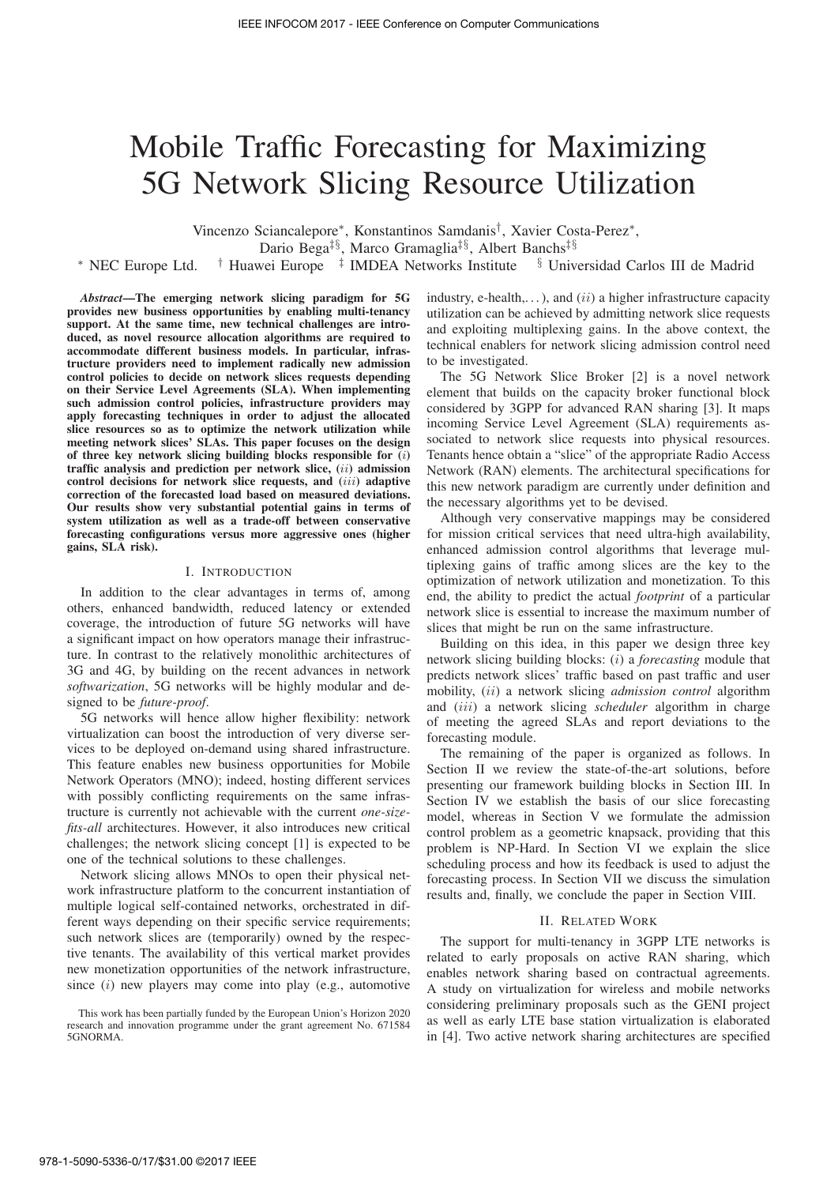# Mobile Traffic Forecasting for Maximizing 5G Network Slicing Resource Utilization

Vincenzo Sciancalepore*, Konstantinos Samdanis†, Xavier Costa-Perez*, Dario Bega‡§, Marco Gramaglia‡§, Albert Banchs‡§

* NEC Europe Ltd. † Huawei Europe ‡ IMDEA Networks Institute § Universidad Carlos III de Madrid

***Abstract*—The emerging network slicing paradigm for 5G provides new business opportunities by enabling multi-tenancy support. At the same time, new technical challenges are introduced, as novel resource allocation algorithms are required to accommodate different business models. In particular, infrastructure providers need to implement radically new admission control policies to decide on network slices requests depending on their Service Level Agreements (SLA). When implementing such admission control policies, infrastructure providers may apply forecasting techniques in order to adjust the allocated slice resources so as to optimize the network utilization while meeting network slices' SLAs. This paper focuses on the design of three key network slicing building blocks responsible for (*i*) traffic analysis and prediction per network slice, (*ii*) admission control decisions for network slice requests, and (*iii*) adaptive correction of the forecasted load based on measured deviations. Our results show very substantial potential gains in terms of system utilization as well as a trade-off between conservative forecasting configurations versus more aggressive ones (higher gains, SLA risk).**

## I. Introduction

In addition to the clear advantages in terms of, among others, enhanced bandwidth, reduced latency or extended coverage, the introduction of future 5G networks will have a significant impact on how operators manage their infrastructure. In contrast to the relatively monolithic architectures of 3G and 4G, by building on the recent advances in network *softwarization*, 5G networks will be highly modular and designed to be *future-proof*.

5G networks will hence allow higher flexibility: network virtualization can boost the introduction of very diverse services to be deployed on-demand using shared infrastructure. This feature enables new business opportunities for Mobile Network Operators (MNO); indeed, hosting different services with possibly conflicting requirements on the same infrastructure is currently not achievable with the current *one-size-fits-all* architectures. However, it also introduces new critical challenges; the network slicing concept [1] is expected to be one of the technical solutions to these challenges.

Network slicing allows MNOs to open their physical network infrastructure platform to the concurrent instantiation of multiple logical self-contained networks, orchestrated in different ways depending on their specific service requirements; such network slices are (temporarily) owned by the respective tenants. The availability of this vertical market provides new monetization opportunities of the network infrastructure, since (*i*) new players may come into play (e.g., automotive industry, e-health,. . . ), and (*ii*) a higher infrastructure capacity utilization can be achieved by admitting network slice requests and exploiting multiplexing gains. In the above context, the technical enablers for network slicing admission control need to be investigated.

The 5G Network Slice Broker [2] is a novel network element that builds on the capacity broker functional block considered by 3GPP for advanced RAN sharing [3]. It maps incoming Service Level Agreement (SLA) requirements associated to network slice requests into physical resources. Tenants hence obtain a "slice" of the appropriate Radio Access Network (RAN) elements. The architectural specifications for this new network paradigm are currently under definition and the necessary algorithms yet to be devised.

Although very conservative mappings may be considered for mission critical services that need ultra-high availability, enhanced admission control algorithms that leverage multiplexing gains of traffic among slices are the key to the optimization of network utilization and monetization. To this end, the ability to predict the actual *footprint* of a particular network slice is essential to increase the maximum number of slices that might be run on the same infrastructure.

Building on this idea, in this paper we design three key network slicing building blocks: (*i*) a *forecasting* module that predicts network slices' traffic based on past traffic and user mobility, (*ii*) a network slicing *admission control* algorithm and (*iii*) a network slicing *scheduler* algorithm in charge of meeting the agreed SLAs and report deviations to the forecasting module.

The remaining of the paper is organized as follows. In Section II we review the state-of-the-art solutions, before presenting our framework building blocks in Section III. In Section IV we establish the basis of our slice forecasting model, whereas in Section V we formulate the admission control problem as a geometric knapsack, providing that this problem is NP-Hard. In Section VI we explain the slice scheduling process and how its feedback is used to adjust the forecasting process. In Section VII we discuss the simulation results and, finally, we conclude the paper in Section VIII.

## II. Related Work

The support for multi-tenancy in 3GPP LTE networks is related to early proposals on active RAN sharing, which enables network sharing based on contractual agreements. A study on virtualization for wireless and mobile networks considering preliminary proposals such as the GENI project as well as early LTE base station virtualization is elaborated in [4]. Two active network sharing architectures are specified

This work has been partially funded by the European Union's Horizon 2020 research and innovation programme under the grant agreement No. 671584 5GNORMA.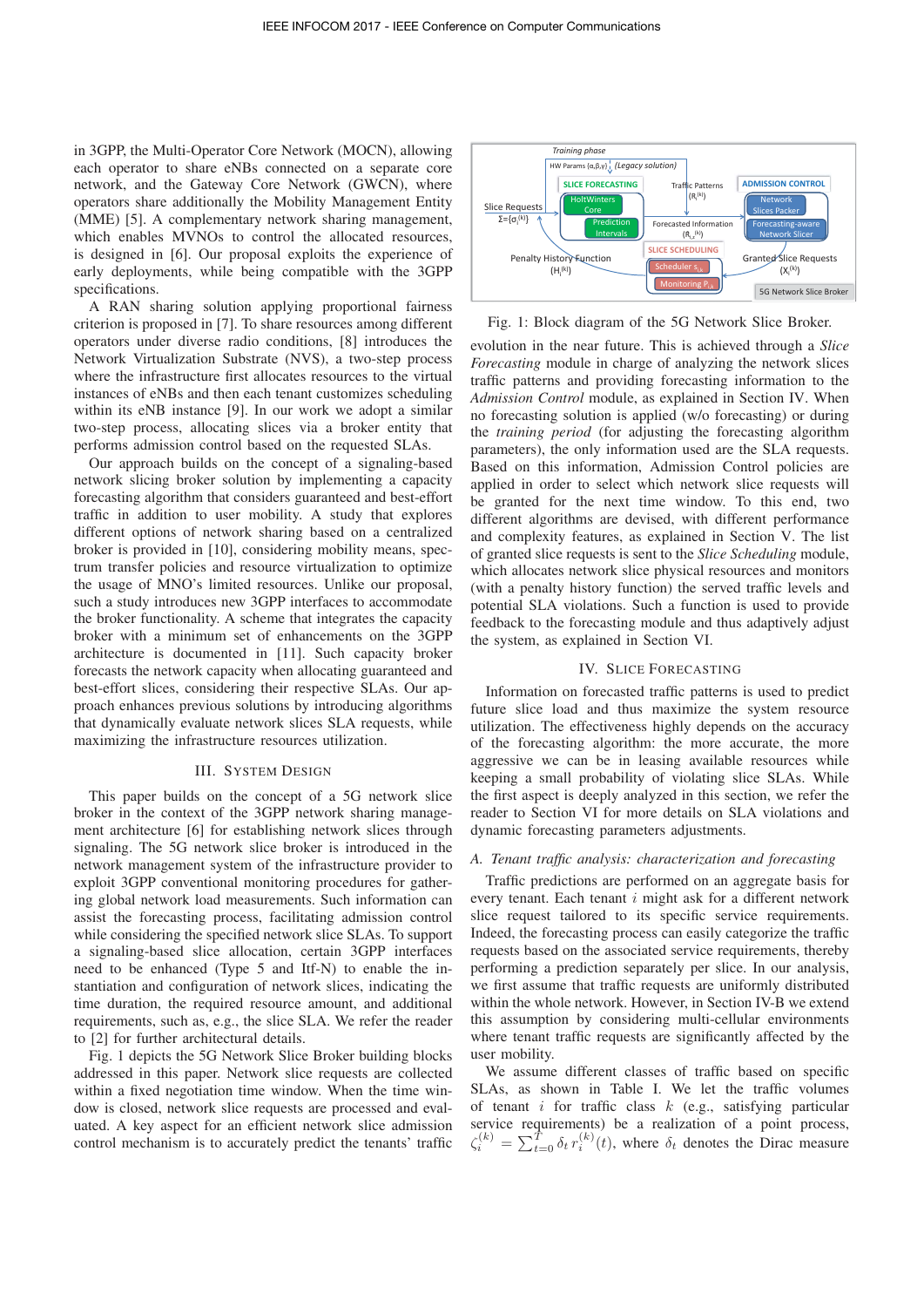in 3GPP, the Multi-Operator Core Network (MOCN), allowing each operator to share eNBs connected on a separate core network, and the Gateway Core Network (GWCN), where operators share additionally the Mobility Management Entity (MME) [5]. A complementary network sharing management, which enables MVNOs to control the allocated resources, is designed in [6]. Our proposal exploits the experience of early deployments, while being compatible with the 3GPP specifications.

A RAN sharing solution applying proportional fairness criterion is proposed in [7]. To share resources among different operators under diverse radio conditions, [8] introduces the Network Virtualization Substrate (NVS), a two-step process where the infrastructure first allocates resources to the virtual instances of eNBs and then each tenant customizes scheduling within its eNB instance [9]. In our work we adopt a similar two-step process, allocating slices via a broker entity that performs admission control based on the requested SLAs.

Our approach builds on the concept of a signaling-based network slicing broker solution by implementing a capacity forecasting algorithm that considers guaranteed and best-effort traffic in addition to user mobility. A study that explores different options of network sharing based on a centralized broker is provided in [10], considering mobility means, spectrum transfer policies and resource virtualization to optimize the usage of MNO's limited resources. Unlike our proposal, such a study introduces new 3GPP interfaces to accommodate the broker functionality. A scheme that integrates the capacity broker with a minimum set of enhancements on the 3GPP architecture is documented in [11]. Such capacity broker forecasts the network capacity when allocating guaranteed and best-effort slices, considering their respective SLAs. Our approach enhances previous solutions by introducing algorithms that dynamically evaluate network slices SLA requests, while maximizing the infrastructure resources utilization.

## III. System Design

This paper builds on the concept of a 5G network slice broker in the context of the 3GPP network sharing management architecture [6] for establishing network slices through signaling. The 5G network slice broker is introduced in the network management system of the infrastructure provider to exploit 3GPP conventional monitoring procedures for gathering global network load measurements. Such information can assist the forecasting process, facilitating admission control while considering the specified network slice SLAs. To support a signaling-based slice allocation, certain 3GPP interfaces need to be enhanced (Type 5 and Itf-N) to enable the instantiation and configuration of network slices, indicating the time duration, the required resource amount, and additional requirements, such as, e.g., the slice SLA. We refer the reader to [2] for further architectural details.

Fig. 1 depicts the 5G Network Slice Broker building blocks addressed in this paper. Network slice requests are collected within a fixed negotiation time window. When the time window is closed, network slice requests are processed and evaluated. A key aspect for an efficient network slice admission control mechanism is to accurately predict the tenants' traffic evolution in the near future. This is achieved through a *Slice Forecasting* module in charge of analyzing the network slices traffic patterns and providing forecasting information to the *Admission Control* module, as explained in Section IV. When no forecasting solution is applied (w/o forecasting) or during the *training period* (for adjusting the forecasting algorithm parameters), the only information used are the SLA requests. Based on this information, Admission Control policies are applied in order to select which network slice requests will be granted for the next time window. To this end, two different algorithms are devised, with different performance and complexity features, as explained in Section V. The list of granted slice requests is sent to the *Slice Scheduling* module, which allocates network slice physical resources and monitors (with a penalty history function) the served traffic levels and potential SLA violations. Such a function is used to provide feedback to the forecasting module and thus adaptively adjust the system, as explained in Section VI.

Training phase
HW Params (α,β,γ) (Legacy solution)
SLICE FORECASTING
HoltWinters Core
Prediction Intervals
Traffic Patterns $(R_i^{(k)})$
ADMISSION CONTROL
Network Slices Packer
Forecasting-aware Network Slicer
Slice Requests $\Sigma=\{\sigma_i^{(k)}\}$
Forecasted Information $(\hat{R}_i^{(k)})$
SLICE SCHEDULING
Scheduler $S_{LA}$
Monitoring $P_{i,k}$
Penalty History Function $(H_i^{(k)})$
Granted Slice Requests $(X_i^{(k)})$
5G Network Slice Broker

Fig. 1: Block diagram of the 5G Network Slice Broker.

## IV. Slice Forecasting

Information on forecasted traffic patterns is used to predict future slice load and thus maximize the system resource utilization. The effectiveness highly depends on the accuracy of the forecasting algorithm: the more accurate, the more aggressive we can be in leasing available resources while keeping a small probability of violating slice SLAs. While the first aspect is deeply analyzed in this section, we refer the reader to Section VI for more details on SLA violations and dynamic forecasting parameters adjustments.

### *A. Tenant traffic analysis: characterization and forecasting*

Traffic predictions are performed on an aggregate basis for every tenant. Each tenant $i$ might ask for a different network slice request tailored to its specific service requirements. Indeed, the forecasting process can easily categorize the traffic requests based on the associated service requirements, thereby performing a prediction separately per slice. In our analysis, we first assume that traffic requests are uniformly distributed within the whole network. However, in Section IV-B we extend this assumption by considering multi-cellular environments where tenant traffic requests are significantly affected by the user mobility.

We assume different classes of traffic based on specific SLAs, as shown in Table I. We let the traffic volumes of tenant $i$ for traffic class $k$ (e.g., satisfying particular service requirements) be a realization of a point process, $\zeta_i^{(k)} = \sum_{t=0}^{T} \delta_t \, r_i^{(k)}(t)$, where $\delta_t$ denotes the Dirac measure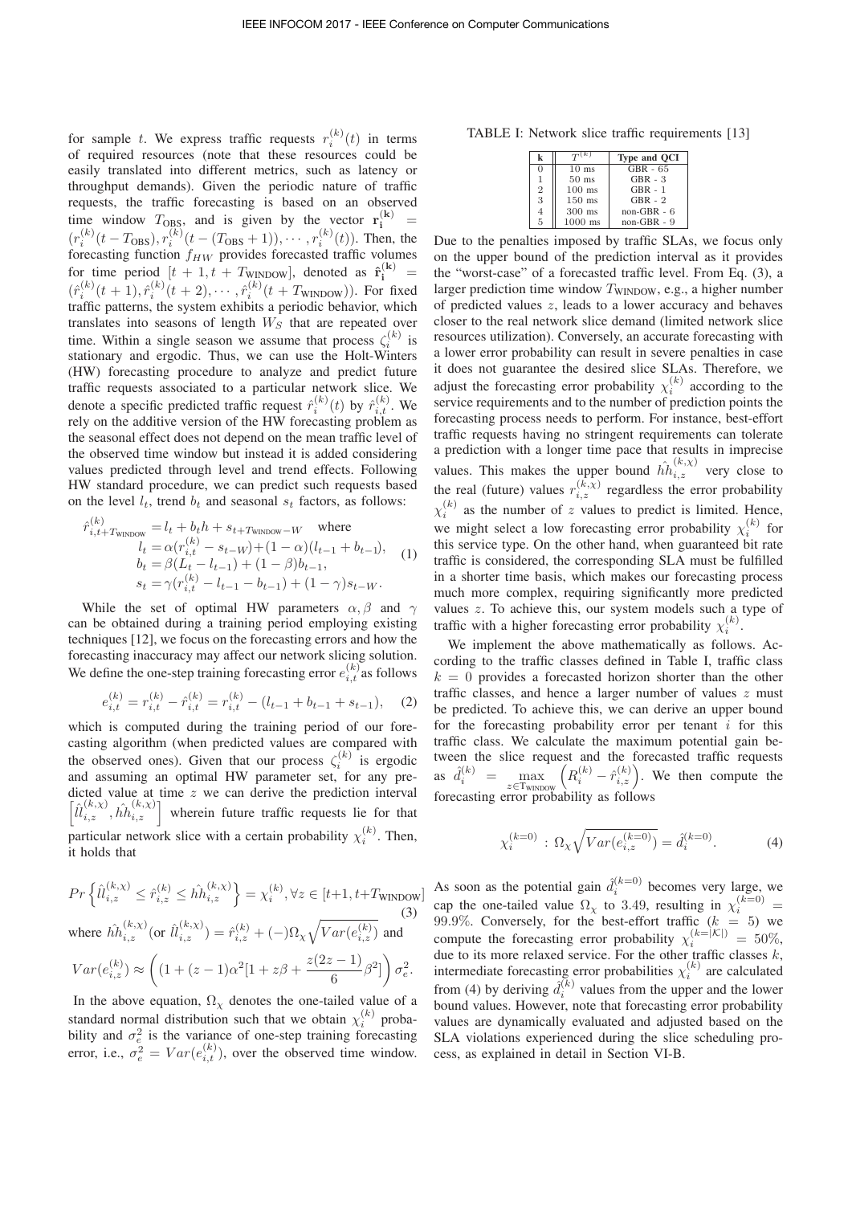for sample $t$. We express traffic requests $r_i^{(k)}(t)$ in terms of required resources (note that these resources could be easily translated into different metrics, such as latency or throughput demands). Given the periodic nature of traffic requests, the traffic forecasting is based on an observed time window $T_{\text{OBS}}$, and is given by the vector $\mathbf{r_i^{(k)}} = (r_i^{(k)}(t - T_{\text{OBS}}), r_i^{(k)}(t - (T_{\text{OBS}} + 1)), \cdots, r_i^{(k)}(t))$. Then, the forecasting function $f_{HW}$ provides forecasted traffic volumes for time period $[t+1, t+T_{\text{WINDOW}}]$, denoted as $\hat{\mathbf{r}}_\mathbf{i}^{(\mathbf{k})} = (\hat{r}_i^{(k)}(t+1), \hat{r}_i^{(k)}(t+2), \cdots, \hat{r}_i^{(k)}(t+T_{\text{WINDOW}}))$. For fixed traffic patterns, the system exhibits a periodic behavior, which translates into seasons of length $W_S$ that are repeated over time. Within a single season we assume that process $\zeta_i^{(k)}$ is stationary and ergodic. Thus, we can use the Holt-Winters (HW) forecasting procedure to analyze and predict future traffic requests associated to a particular network slice. We denote a specific predicted traffic request $\hat{r}_i^{(k)}(t)$ by $\hat{r}_{i,t}^{(k)}$. We rely on the additive version of the HW forecasting problem as the seasonal effect does not depend on the mean traffic level of the observed time window but instead it is added considering values predicted through level and trend effects. Following HW standard procedure, we can predict such requests based on the level $l_t$, trend $b_t$ and seasonal $s_t$ factors, as follows:

$$
\begin{aligned}
\hat{r}_{i,t+T_{\text{WINDOW}}}^{(k)} &= l_t + b_t h + s_{t+T_{\text{WINDOW}}-W} \quad \text{where} \\
l_t &= \alpha(r_{i,t}^{(k)} - s_{t-W}) + (1-\alpha)(l_{t-1} + b_{t-1}), \\
b_t &= \beta(L_t - l_{t-1}) + (1-\beta)b_{t-1}, \\
s_t &= \gamma(r_{i,t}^{(k)} - l_{t-1} - b_{t-1}) + (1-\gamma)s_{t-W}.
\end{aligned} \tag{1}
$$

While the set of optimal HW parameters $\alpha, \beta$ and $\gamma$ can be obtained during a training period employing existing techniques [12], we focus on the forecasting errors and how the forecasting inaccuracy may affect our network slicing solution. We define the one-step training forecasting error $e_{i,t}^{(k)}$ as follows

$$
e_{i,t}^{(k)} = r_{i,t}^{(k)} - \hat{r}_{i,t}^{(k)} = r_{i,t}^{(k)} - (l_{t-1} + b_{t-1} + s_{t-1}), \tag{2}
$$

which is computed during the training period of our forecasting algorithm (when predicted values are compared with the observed ones). Given that our process $\zeta_i^{(k)}$ is ergodic and assuming an optimal HW parameter set, for any predicted value at time $z$ we can derive the prediction interval $\left[\hat{ll}_{i,z}^{(k,\chi)}, \hat{hh}_{i,z}^{(k,\chi)}\right]$ wherein future traffic requests lie for that particular network slice with a certain probability $\chi_i^{(k)}$. Then, it holds that

$$
Pr\left\{\hat{ll}_{i,z}^{(k,\chi)} \leq \hat{r}_{i,z}^{(k)} \leq \hat{hh}_{i,z}^{(k,\chi)}\right\} = \chi_i^{(k)}, \forall z \in [t+1, t+T_{\text{WINDOW}}] \tag{3}
$$

where $\hat{hh}_{i,z}^{(k,\chi)}$(or $\hat{ll}_{i,z}^{(k,\chi)}$) $= \hat{r}_{i,z}^{(k)} + (-)\Omega_\chi \sqrt{Var(e_{i,z}^{(k)})}$ and

$$
Var(e_{i,z}^{(k)}) \approx \left((1 + (z-1)\alpha^2[1 + z\beta + \frac{z(2z-1)}{6}\beta^2]\right)\sigma_e^2.
$$

In the above equation, $\Omega_\chi$ denotes the one-tailed value of a standard normal distribution such that we obtain $\chi_i^{(k)}$ probability and $\sigma_e^2$ is the variance of one-step training forecasting error, i.e., $\sigma_e^2 = Var(e_{i,t}^{(k)})$, over the observed time window.

TABLE I: Network slice traffic requirements [13]

| k | $T^{(k)}$ | Type and QCI |
|---|---|---|
| 0 | 10 ms | GBR - 65 |
| 1 | 50 ms | GBR - 3 |
| 2 | 100 ms | GBR - 1 |
| 3 | 150 ms | GBR - 2 |
| 4 | 300 ms | non-GBR - 6 |
| 5 | 1000 ms | non-GBR - 9 |

Due to the penalties imposed by traffic SLAs, we focus only on the upper bound of the prediction interval as it provides the "worst-case" of a forecasted traffic level. From Eq. (3), a larger prediction time window $T_{\text{WINDOW}}$, e.g., a higher number of predicted values $z$, leads to a lower accuracy and behaves closer to the real network slice demand (limited network slice resources utilization). Conversely, an accurate forecasting with a lower error probability can result in severe penalties in case it does not guarantee the desired slice SLAs. Therefore, we adjust the forecasting error probability $\chi_i^{(k)}$ according to the service requirements and to the number of prediction points the forecasting process needs to perform. For instance, best-effort traffic requests having no stringent requirements can tolerate a prediction with a longer time pace that results in imprecise values. This makes the upper bound $\hat{hh}_{i,z}^{(k,\chi)}$ very close to the real (future) values $r_{i,z}^{(k,\chi)}$ regardless the error probability $\chi_i^{(k)}$ as the number of $z$ values to predict is limited. Hence, we might select a low forecasting error probability $\chi_i^{(k)}$ for this service type. On the other hand, when guaranteed bit rate traffic is considered, the corresponding SLA must be fulfilled in a shorter time basis, which makes our forecasting process much more complex, requiring significantly more predicted values $z$. To achieve this, our system models such a type of traffic with a higher forecasting error probability $\chi_i^{(k)}$.

We implement the above mathematically as follows. According to the traffic classes defined in Table I, traffic class $k = 0$ provides a forecasted horizon shorter than the other traffic classes, and hence a larger number of values $z$ must be predicted. To achieve this, we can derive an upper bound for the forecasting probability error per tenant $i$ for this traffic class. We calculate the maximum potential gain between the slice request and the forecasted traffic requests as $\hat{d}_i^{(k)} = \max_{z \in \text{T}_{\text{WINDOW}}} \left(R_i^{(k)} - \hat{r}_{i,z}^{(k)}\right)$. We then compute the forecasting error probability as follows

$$
\chi_i^{(k=0)} : \Omega_\chi \sqrt{Var(e_{i,z}^{(k=0)})} = \hat{d}_i^{(k=0)}. \tag{4}
$$

As soon as the potential gain $\hat{d}_i^{(k=0)}$ becomes very large, we cap the one-tailed value $\Omega_\chi$ to 3.49, resulting in $\chi_i^{(k=0)} = 99.9\%$. Conversely, for the best-effort traffic ($k = 5$) we compute the forecasting error probability $\chi_i^{(k=|\mathcal{K}|)} = 50\%$, due to its more relaxed service. For the other traffic classes $k$, intermediate forecasting error probabilities $\chi_i^{(k)}$ are calculated from (4) by deriving $\hat{d}_i^{(k)}$ values from the upper and the lower bound values. However, note that forecasting error probability values are dynamically evaluated and adjusted based on the SLA violations experienced during the slice scheduling process, as explained in detail in Section VI-B.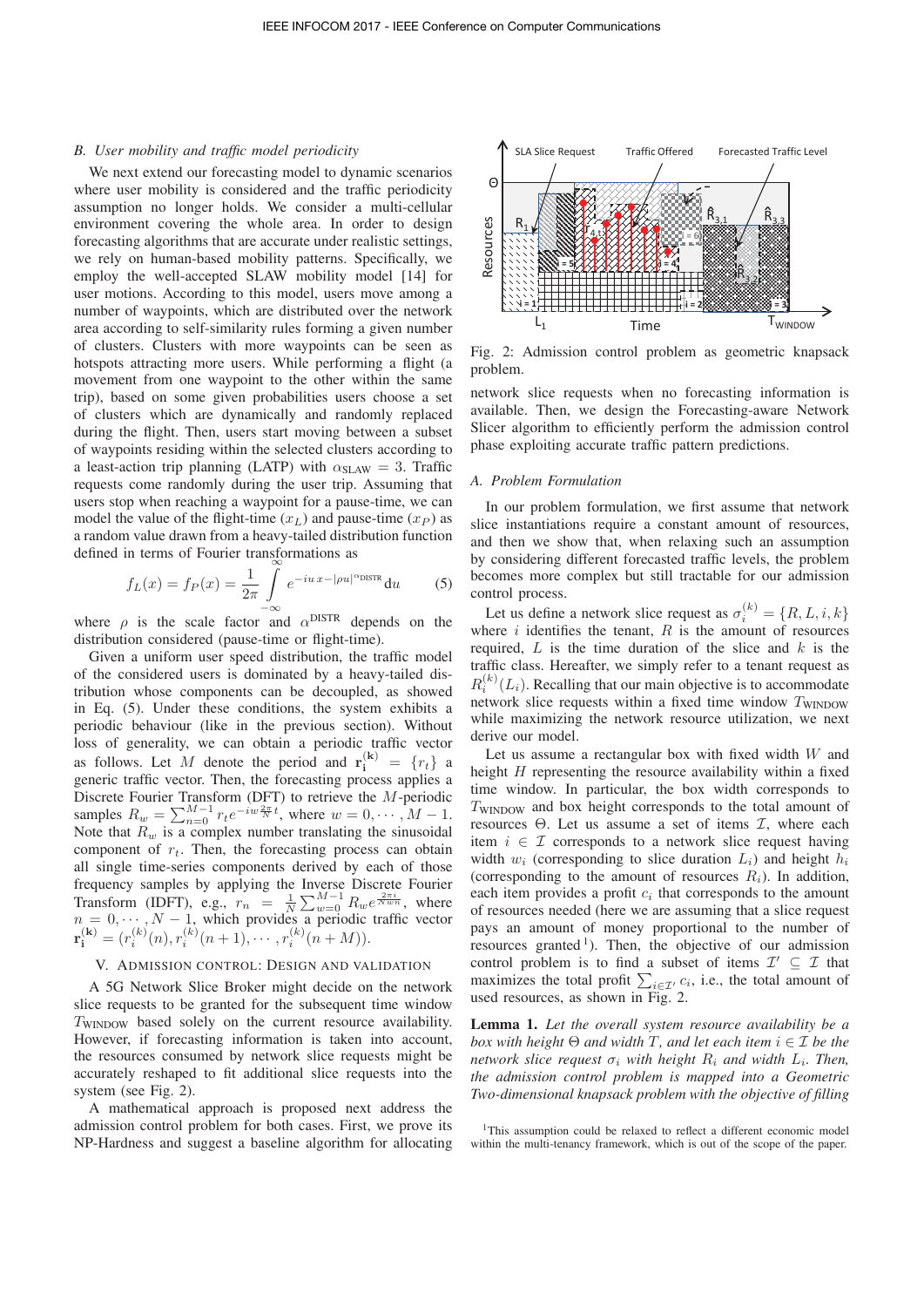### B. User mobility and traffic model periodicity

We next extend our forecasting model to dynamic scenarios where user mobility is considered and the traffic periodicity assumption no longer holds. We consider a multi-cellular environment covering the whole area. In order to design forecasting algorithms that are accurate under realistic settings, we rely on human-based mobility patterns. Specifically, we employ the well-accepted SLAW mobility model [14] for user motions. According to this model, users move among a number of waypoints, which are distributed over the network area according to self-similarity rules forming a given number of clusters. Clusters with more waypoints can be seen as hotspots attracting more users. While performing a flight (a movement from one waypoint to the other within the same trip), based on some given probabilities users choose a set of clusters which are dynamically and randomly replaced during the flight. Then, users start moving between a subset of waypoints residing within the selected clusters according to a least-action trip planning (LATP) with $\alpha_{\text{SLAW}} = 3$. Traffic requests come randomly during the user trip. Assuming that users stop when reaching a waypoint for a pause-time, we can model the value of the flight-time ($x_L$) and pause-time ($x_P$) as a random value drawn from a heavy-tailed distribution function defined in terms of Fourier transformations as

$$f_L(x) = f_P(x) = \frac{1}{2\pi} \int_{-\infty}^{\infty} e^{-iu\,x - |\rho u|^{\alpha^{\text{DISTR}}}} \mathrm{d}u \qquad (5)$$

where $\rho$ is the scale factor and $\alpha^{\text{DISTR}}$ depends on the distribution considered (pause-time or flight-time).

Given a uniform user speed distribution, the traffic model of the considered users is dominated by a heavy-tailed distribution whose components can be decoupled, as showed in Eq. (5). Under these conditions, the system exhibits a periodic behaviour (like in the previous section). Without loss of generality, we can obtain a periodic traffic vector as follows. Let $M$ denote the period and $\mathbf{r_i^{(k)}} = \{r_t\}$ a generic traffic vector. Then, the forecasting process applies a Discrete Fourier Transform (DFT) to retrieve the $M$-periodic samples $R_w = \sum_{n=0}^{M-1} r_t e^{-iw\frac{2\pi}{N}t}$, where $w = 0, \cdots, M-1$. Note that $R_w$ is a complex number translating the sinusoidal component of $r_t$. Then, the forecasting process can obtain all single time-series components derived by each of those frequency samples by applying the Inverse Discrete Fourier Transform (IDFT), e.g., $r_n = \frac{1}{N}\sum_{w=0}^{M-1} R_w e^{\frac{2\pi i}{N}wn}$, where $n = 0, \cdots, N-1$, which provides a periodic traffic vector $\mathbf{r_i^{(k)}} = (r_i^{(k)}(n), r_i^{(k)}(n+1), \cdots, r_i^{(k)}(n+M))$.

## V. Admission control: Design and validation

A 5G Network Slice Broker might decide on the network slice requests to be granted for the subsequent time window $T_{\text{WINDOW}}$ based solely on the current resource availability. However, if forecasting information is taken into account, the resources consumed by network slice requests might be accurately reshaped to fit additional slice requests into the system (see Fig. 2).

A mathematical approach is proposed next address the admission control problem for both cases. First, we prove its NP-Hardness and suggest a baseline algorithm for allocating network slice requests when no forecasting information is available. Then, we design the Forecasting-aware Network Slicer algorithm to efficiently perform the admission control phase exploiting accurate traffic pattern predictions.

Fig. 2: Admission control problem as geometric knapsack problem.

### A. Problem Formulation

In our problem formulation, we first assume that network slice instantiations require a constant amount of resources, and then we show that, when relaxing such an assumption by considering different forecasted traffic levels, the problem becomes more complex but still tractable for our admission control process.

Let us define a network slice request as $\sigma_i^{(k)} = \{R, L, i, k\}$ where $i$ identifies the tenant, $R$ is the amount of resources required, $L$ is the time duration of the slice and $k$ is the traffic class. Hereafter, we simply refer to a tenant request as $R_i^{(k)}(L_i)$. Recalling that our main objective is to accommodate network slice requests within a fixed time window $T_{\text{WINDOW}}$ while maximizing the network resource utilization, we next derive our model.

Let us assume a rectangular box with fixed width $W$ and height $H$ representing the resource availability within a fixed time window. In particular, the box width corresponds to $T_{\text{WINDOW}}$ and box height corresponds to the total amount of resources $\Theta$. Let us assume a set of items $\mathcal{I}$, where each item $i \in \mathcal{I}$ corresponds to a network slice request having width $w_i$ (corresponding to slice duration $L_i$) and height $h_i$ (corresponding to the amount of resources $R_i$). In addition, each item provides a profit $c_i$ that corresponds to the amount of resources needed (here we are assuming that a slice request pays an amount of money proportional to the number of resources granted [1]). Then, the objective of our admission control problem is to find a subset of items $\mathcal{I}' \subseteq \mathcal{I}$ that maximizes the total profit $\sum_{i \in \mathcal{I}'} c_i$, i.e., the total amount of used resources, as shown in Fig. 2.

**Lemma 1.** *Let the overall system resource availability be a box with height $\Theta$ and width $T$, and let each item $i \in \mathcal{I}$ be the network slice request $\sigma_i$ with height $R_i$ and width $L_i$. Then, the admission control problem is mapped into a Geometric Two-dimensional knapsack problem with the objective of filling*

[1] This assumption could be relaxed to reflect a different economic model within the multi-tenancy framework, which is out of the scope of the paper.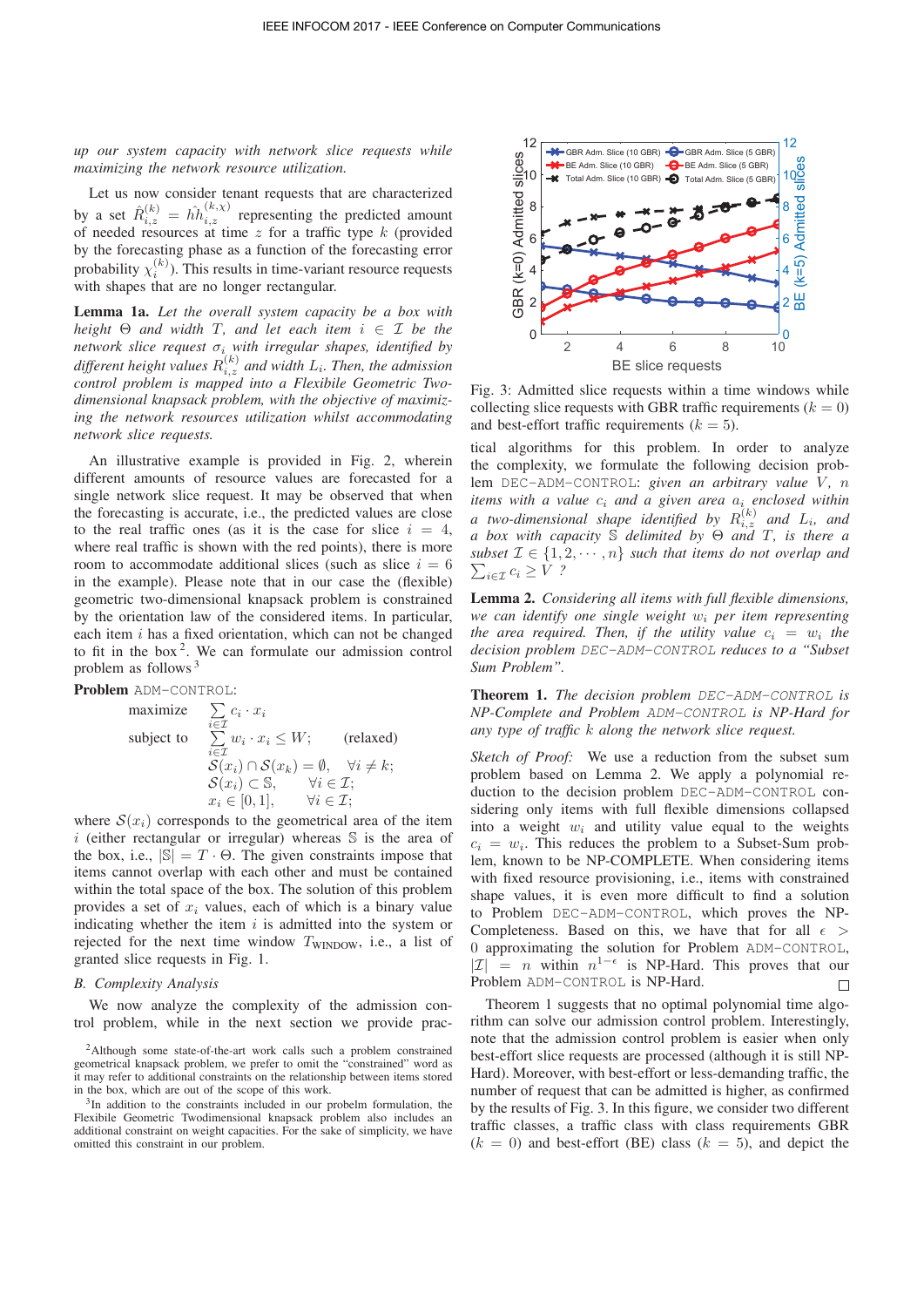*up our system capacity with network slice requests while maximizing the network resource utilization.*

Let us now consider tenant requests that are characterized by a set $\hat{R}_{i,z}^{(k)} = \hat{h}h_{i,z}^{(k,\chi)}$ representing the predicted amount of needed resources at time $z$ for a traffic type $k$ (provided by the forecasting phase as a function of the forecasting error probability $\chi_i^{(k)}$). This results in time-variant resource requests with shapes that are no longer rectangular.

**Lemma 1a.** *Let the overall system capacity be a box with height $\Theta$ and width $T$, and let each item $i \in \mathcal{I}$ be the network slice request $\sigma_i$ with irregular shapes, identified by different height values $R_{i,z}^{(k)}$ and width $L_i$. Then, the admission control problem is mapped into a Flexibile Geometric Two-dimensional knapsack problem, with the objective of maximizing the network resources utilization whilst accommodating network slice requests.*

An illustrative example is provided in Fig. 2, wherein different amounts of resource values are forecasted for a single network slice request. It may be observed that when the forecasting is accurate, i.e., the predicted values are close to the real traffic ones (as it is the case for slice $i = 4$, where real traffic is shown with the red points), there is more room to accommodate additional slices (such as slice $i = 6$ in the example). Please note that in our case the (flexible) geometric two-dimensional knapsack problem is constrained by the orientation law of the considered items. In particular, each item $i$ has a fixed orientation, which can not be changed to fit in the box [2]. We can formulate our admission control problem as follows [3]

**Problem** ADM-CONTROL:

$$
\begin{aligned}
\text{maximize} \quad & \sum_{i \in \mathcal{I}} c_i \cdot x_i \\
\text{subject to} \quad & \sum_{i \in \mathcal{I}} w_i \cdot x_i \leq W; \qquad \text{(relaxed)} \\
& \mathcal{S}(x_i) \cap \mathcal{S}(x_k) = \emptyset, \quad \forall i \neq k; \\
& \mathcal{S}(x_i) \subset \mathbb{S}, \qquad \forall i \in \mathcal{I}; \\
& x_i \in [0, 1], \qquad \forall i \in \mathcal{I};
\end{aligned}
$$

where $\mathcal{S}(x_i)$ corresponds to the geometrical area of the item $i$ (either rectangular or irregular) whereas $\mathbb{S}$ is the area of the box, i.e., $|\mathbb{S}| = T \cdot \Theta$. The given constraints impose that items cannot overlap with each other and must be contained within the total space of the box. The solution of this problem provides a set of $x_i$ values, each of which is a binary value indicating whether the item $i$ is admitted into the system or rejected for the next time window $T_{\text{WINDOW}}$, i.e., a list of granted slice requests in Fig. 1.

### B. Complexity Analysis

We now analyze the complexity of the admission control problem, while in the next section we provide practical algorithms for this problem. In order to analyze the complexity, we formulate the following decision problem DEC-ADM-CONTROL: *given an arbitrary value $V$, $n$ items with a value $c_i$ and a given area $a_i$ enclosed within a two-dimensional shape identified by $R_{i,z}^{(k)}$ and $L_i$, and a box with capacity $\mathbb{S}$ delimited by $\Theta$ and $T$, is there a subset $\mathcal{I} \in \{1, 2, \cdots, n\}$ such that items do not overlap and $\sum_{i \in \mathcal{I}} c_i \geq V$ ?*

**Lemma 2.** *Considering all items with full flexible dimensions, we can identify one single weight $w_i$ per item representing the area required. Then, if the utility value $c_i = w_i$ the decision problem DEC-ADM-CONTROL reduces to a "Subset Sum Problem".*

**Theorem 1.** *The decision problem DEC-ADM-CONTROL is NP-Complete and Problem ADM-CONTROL is NP-Hard for any type of traffic $k$ along the network slice request.*

*Sketch of Proof:* We use a reduction from the subset sum problem based on Lemma 2. We apply a polynomial reduction to the decision problem DEC-ADM-CONTROL considering only items with full flexible dimensions collapsed into a weight $w_i$ and utility value equal to the weights $c_i = w_i$. This reduces the problem to a Subset-Sum problem, known to be NP-COMPLETE. When considering items with fixed resource provisioning, i.e., items with constrained shape values, it is even more difficult to find a solution to Problem DEC-ADM-CONTROL, which proves the NP-Completeness. Based on this, we have that for all $\epsilon > 0$ approximating the solution for Problem ADM-CONTROL, $|\mathcal{I}| = n$ within $n^{1-\epsilon}$ is NP-Hard. This proves that our Problem ADM-CONTROL is NP-Hard. □

Theorem 1 suggests that no optimal polynomial time algorithm can solve our admission control problem. Interestingly, note that the admission control problem is easier when only best-effort slice requests are processed (although it is still NP-Hard). Moreover, with best-effort or less-demanding traffic, the number of request that can be admitted is higher, as confirmed by the results of Fig. 3. In this figure, we consider two different traffic classes, a traffic class with class requirements GBR ($k = 0$) and best-effort (BE) class ($k = 5$), and depict the

Fig. 3: Admitted slice requests within a time windows while collecting slice requests with GBR traffic requirements ($k = 0$) and best-effort traffic requirements ($k = 5$).

[2] Although some state-of-the-art work calls such a problem constrained geometrical knapsack problem, we prefer to omit the "constrained" word as it may refer to additional constraints on the relationship between items stored in the box, which are out of the scope of this work.

[3] In addition to the constraints included in our probelm formulation, the Flexibile Geometric Twodimensional knapsack problem also includes an additional constraint on weight capacities. For the sake of simplicity, we have omitted this constraint in our problem.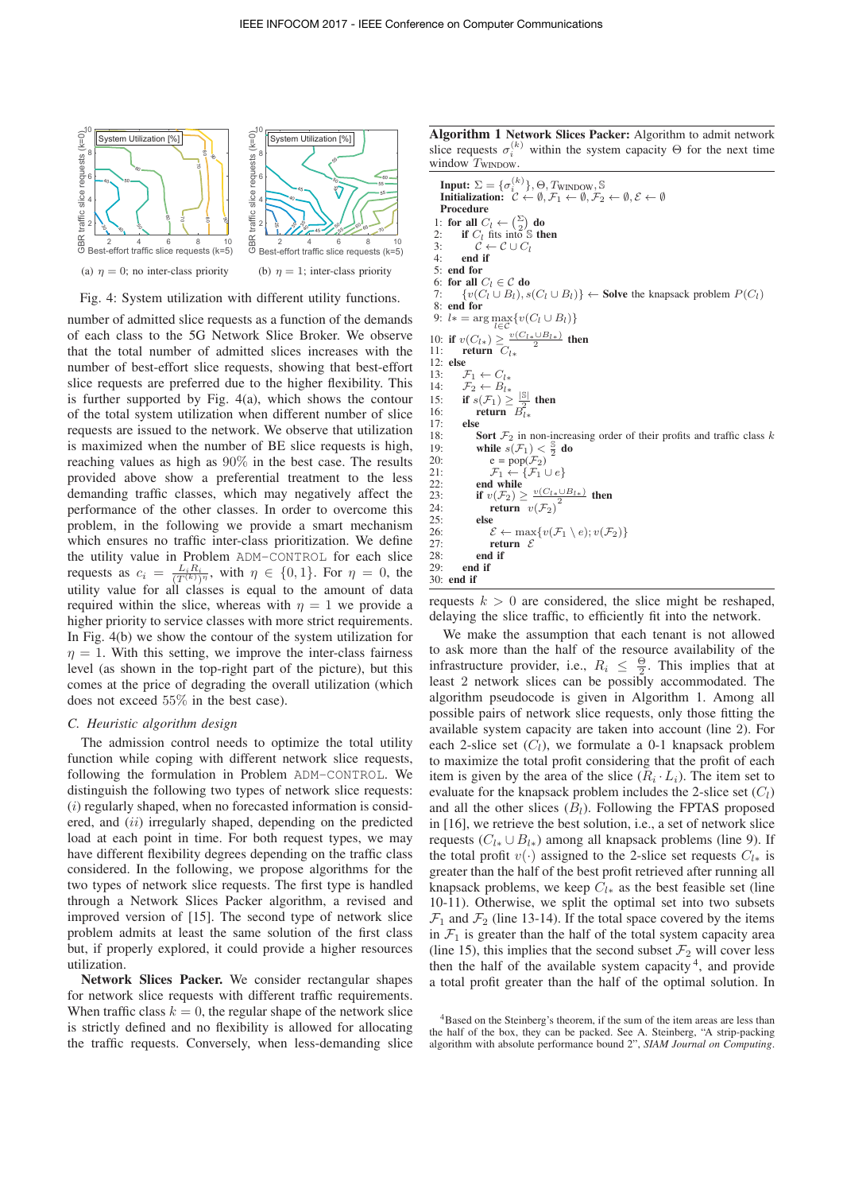(a) $\eta = 0$; no inter-class priority

(b) $\eta = 1$; inter-class priority

Fig. 4: System utilization with different utility functions.

number of admitted slice requests as a function of the demands of each class to the 5G Network Slice Broker. We observe that the total number of admitted slices increases with the number of best-effort slice requests, showing that best-effort slice requests are preferred due to the higher flexibility. This is further supported by Fig. 4(a), which shows the contour of the total system utilization when different number of slice requests are issued to the network. We observe that utilization is maximized when the number of BE slice requests is high, reaching values as high as 90% in the best case. The results provided above show a preferential treatment to the less demanding traffic classes, which may negatively affect the performance of the other classes. In order to overcome this problem, in the following we provide a smart mechanism which ensures no traffic inter-class prioritization. We define the utility value in Problem ADM-CONTROL for each slice requests as $c_i = \frac{L_i R_i}{(T^{(k)})^\eta}$, with $\eta \in \{0, 1\}$. For $\eta = 0$, the utility value for all classes is equal to the amount of data required within the slice, whereas with $\eta = 1$ we provide a higher priority to service classes with more strict requirements. In Fig. 4(b) we show the contour of the system utilization for $\eta = 1$. With this setting, we improve the inter-class fairness level (as shown in the top-right part of the picture), but this comes at the price of degrading the overall utilization (which does not exceed 55% in the best case).

### C. Heuristic algorithm design

The admission control needs to optimize the total utility function while coping with different network slice requests, following the formulation in Problem ADM-CONTROL. We distinguish the following two types of network slice requests: (*i*) regularly shaped, when no forecasted information is considered, and (*ii*) irregularly shaped, depending on the predicted load at each point in time. For both request types, we may have different flexibility degrees depending on the traffic class considered. In the following, we propose algorithms for the two types of network slice requests. The first type is handled through a Network Slices Packer algorithm, a revised and improved version of [15]. The second type of network slice problem admits at least the same solution of the first class but, if properly explored, it could provide a higher resources utilization.

**Network Slices Packer.** We consider rectangular shapes for network slice requests with different traffic requirements. When traffic class $k = 0$, the regular shape of the network slice is strictly defined and no flexibility is allowed for allocating the traffic requests. Conversely, when less-demanding slice requests $k > 0$ are considered, the slice might be reshaped, delaying the slice traffic, to efficiently fit into the network.

**Algorithm 1 Network Slices Packer:** Algorithm to admit network slice requests $\sigma_i^{(k)}$ within the system capacity $\Theta$ for the next time window $T_{\text{WINDOW}}$.

```
Input: Σ = {σ_i^(k)}, Θ, T_WINDOW, S
Initialization: C ← ∅, F1 ← ∅, F2 ← ∅, E ← ∅
Procedure
 1: for all C_l ← (Σ choose 2) do
 2:    if C_l fits into S then
 3:       C ← C ∪ C_l
 4:    end if
 5: end for
 6: for all C_l ∈ C do
 7:    {v(C_l ∪ B_l), s(C_l ∪ B_l)} ← Solve the knapsack problem P(C_l)
 8: end for
 9: l* = arg max_{l∈C} {v(C_l ∪ B_l)}
10: if v(C_l*) ≥ v(C_l* ∪ B_l*)/2 then
11:    return C_l*
12: else
13:    F1 ← C_l*
14:    F2 ← B_l*
15:    if s(F1) ≥ |S|/2 then
16:       return B_l*
17:    else
18:       Sort F2 in non-increasing order of their profits and traffic class k
19:       while s(F1) < S/2 do
20:          e = pop(F2)
21:          F1 ← {F1 ∪ e}
22:       end while
23:       if v(F2) ≥ v(C_l* ∪ B_l*)/2 then
24:          return v(F2)
25:       else
26:          E ← max{v(F1 \ e); v(F2)}
27:          return E
28:       end if
29:    end if
30: end if
```

We make the assumption that each tenant is not allowed to ask more than the half of the resource availability of the infrastructure provider, i.e., $R_i \leq \frac{\Theta}{2}$. This implies that at least 2 network slices can be possibly accommodated. The algorithm pseudocode is given in Algorithm 1. Among all possible pairs of network slice requests, only those fitting the available system capacity are taken into account (line 2). For each 2-slice set ($C_l$), we formulate a 0-1 knapsack problem to maximize the total profit considering that the profit of each item is given by the area of the slice ($R_i \cdot L_i$). The item set to evaluate for the knapsack problem includes the 2-slice set ($C_l$) and all the other slices ($B_l$). Following the FPTAS proposed in [16], we retrieve the best solution, i.e., a set of network slice requests ($C_{l*} \cup B_{l*}$) among all knapsack problems (line 9). If the total profit $v(\cdot)$ assigned to the 2-slice set requests $C_{l*}$ is greater than the half of the best profit retrieved after running all knapsack problems, we keep $C_{l*}$ as the best feasible set (line 10-11). Otherwise, we split the optimal set into two subsets $\mathcal{F}_1$ and $\mathcal{F}_2$ (line 13-14). If the total space covered by the items in $\mathcal{F}_1$ is greater than the half of the total system capacity area (line 15), this implies that the second subset $\mathcal{F}_2$ will cover less then the half of the available system capacity[4], and provide a total profit greater than the half of the optimal solution. In

[4] Based on the Steinberg's theorem, if the sum of the item areas are less than the half of the box, they can be packed. See A. Steinberg, "A strip-packing algorithm with absolute performance bound 2", *SIAM Journal on Computing*.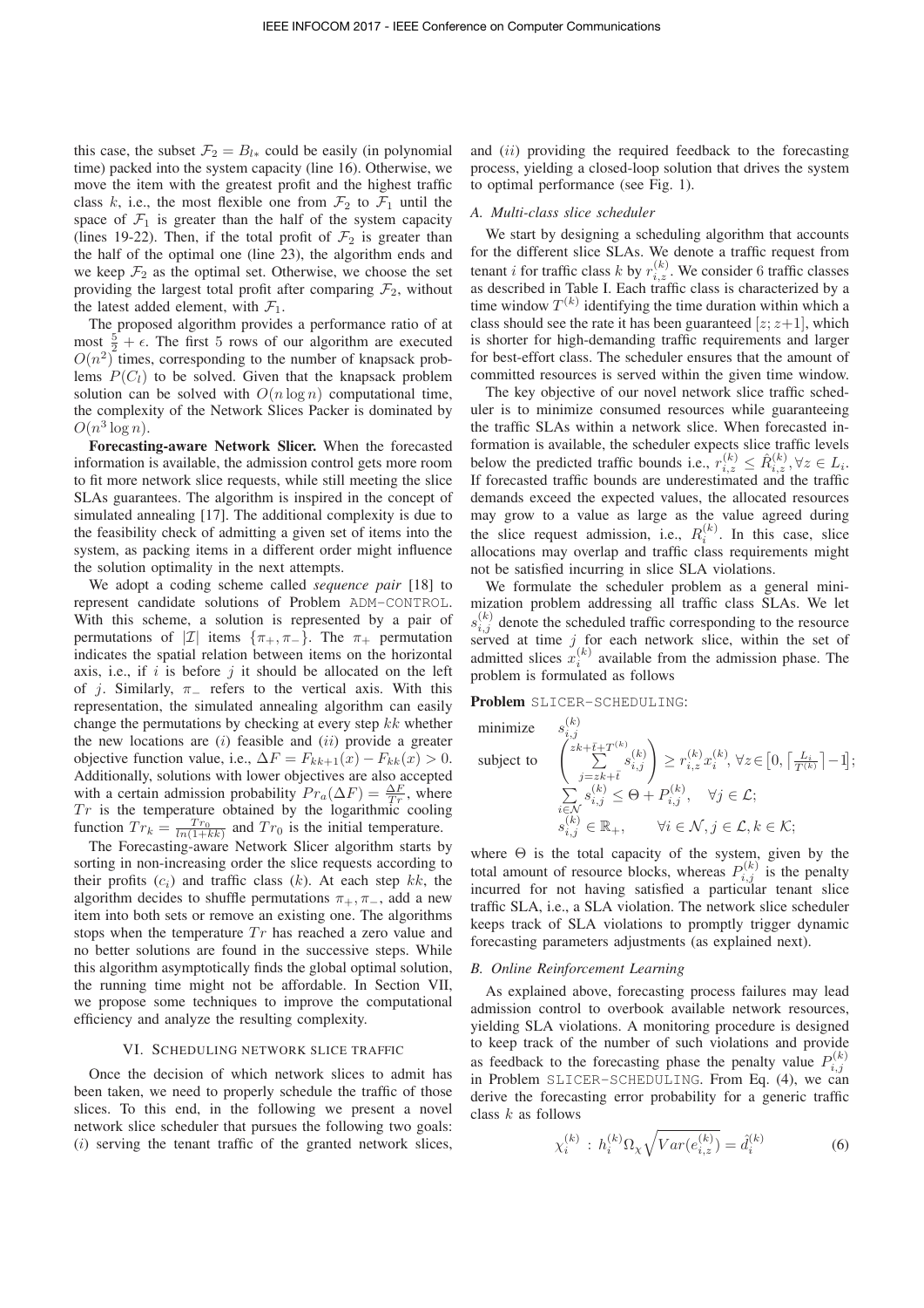this case, the subset $\mathcal{F}_2 = B_{l*}$ could be easily (in polynomial time) packed into the system capacity (line 16). Otherwise, we move the item with the greatest profit and the highest traffic class $k$, i.e., the most flexible one from $\mathcal{F}_2$ to $\mathcal{F}_1$ until the space of $\mathcal{F}_1$ is greater than the half of the system capacity (lines 19-22). Then, if the total profit of $\mathcal{F}_2$ is greater than the half of the optimal one (line 23), the algorithm ends and we keep $\mathcal{F}_2$ as the optimal set. Otherwise, we choose the set providing the largest total profit after comparing $\mathcal{F}_2$, without the latest added element, with $\mathcal{F}_1$.

The proposed algorithm provides a performance ratio of at most $\frac{5}{2} + \epsilon$. The first 5 rows of our algorithm are executed $O(n^2)$ times, corresponding to the number of knapsack problems $P(C_l)$ to be solved. Given that the knapsack problem solution can be solved with $O(n \log n)$ computational time, the complexity of the Network Slices Packer is dominated by $O(n^3 \log n)$.

**Forecasting-aware Network Slicer.** When the forecasted information is available, the admission control gets more room to fit more network slice requests, while still meeting the slice SLAs guarantees. The algorithm is inspired in the concept of simulated annealing [17]. The additional complexity is due to the feasibility check of admitting a given set of items into the system, as packing items in a different order might influence the solution optimality in the next attempts.

We adopt a coding scheme called *sequence pair* [18] to represent candidate solutions of Problem ADM-CONTROL. With this scheme, a solution is represented by a pair of permutations of $|\mathcal{I}|$ items $\{\pi_+, \pi_-\}$. The $\pi_+$ permutation indicates the spatial relation between items on the horizontal axis, i.e., if $i$ is before $j$ it should be allocated on the left of $j$. Similarly, $\pi_-$ refers to the vertical axis. With this representation, the simulated annealing algorithm can easily change the permutations by checking at every step $kk$ whether the new locations are $(i)$ feasible and $(ii)$ provide a greater objective function value, i.e., $\Delta F = F_{kk+1}(x) - F_{kk}(x) > 0$. Additionally, solutions with lower objectives are also accepted with a certain admission probability $Pr_a(\Delta F) = \frac{\Delta F}{Tr}$, where $Tr$ is the temperature obtained by the logarithmic cooling function $Tr_k = \frac{Tr_0}{ln(1+kk)}$ and $Tr_0$ is the initial temperature.

The Forecasting-aware Network Slicer algorithm starts by sorting in non-increasing order the slice requests according to their profits ($c_i$) and traffic class ($k$). At each step $kk$, the algorithm decides to shuffle permutations $\pi_+, \pi_-$, add a new item into both sets or remove an existing one. The algorithms stops when the temperature $Tr$ has reached a zero value and no better solutions are found in the successive steps. While this algorithm asymptotically finds the global optimal solution, the running time might not be affordable. In Section VII, we propose some techniques to improve the computational efficiency and analyze the resulting complexity.

## VI. Scheduling network slice traffic

Once the decision of which network slices to admit has been taken, we need to properly schedule the traffic of those slices. To this end, in the following we present a novel network slice scheduler that pursues the following two goals: $(i)$ serving the tenant traffic of the granted network slices, and $(ii)$ providing the required feedback to the forecasting process, yielding a closed-loop solution that drives the system to optimal performance (see Fig. 1).

### A. Multi-class slice scheduler

We start by designing a scheduling algorithm that accounts for the different slice SLAs. We denote a traffic request from tenant $i$ for traffic class $k$ by $r_{i,z}^{(k)}$. We consider 6 traffic classes as described in Table I. Each traffic class is characterized by a time window $T^{(k)}$ identifying the time duration within which a class should see the rate it has been guaranteed $[z; z+1]$, which is shorter for high-demanding traffic requirements and larger for best-effort class. The scheduler ensures that the amount of committed resources is served within the given time window.

The key objective of our novel network slice traffic scheduler is to minimize consumed resources while guaranteeing the traffic SLAs within a network slice. When forecasted information is available, the scheduler expects slice traffic levels below the predicted traffic bounds i.e., $r_{i,z}^{(k)} \leq \hat{R}_{i,z}^{(k)}, \forall z \in L_i$. If forecasted traffic bounds are underestimated and the traffic demands exceed the expected values, the allocated resources may grow to a value as large as the value agreed during the slice request admission, i.e., $R_i^{(k)}$. In this case, slice allocations may overlap and traffic class requirements might not be satisfied incurring in slice SLA violations.

We formulate the scheduler problem as a general minimization problem addressing all traffic class SLAs. We let $s_{i,j}^{(k)}$ denote the scheduled traffic corresponding to the resource served at time $j$ for each network slice, within the set of admitted slices $x_i^{(k)}$ available from the admission phase. The problem is formulated as follows

**Problem** SLICER-SCHEDULING:

$$\begin{aligned}
\text{minimize} \quad & s_{i,j}^{(k)} \\
\text{subject to} \quad & \left( \sum_{j=zk+\bar{t}}^{zk+\bar{t}+T^{(k)}} s_{i,j}^{(k)} \right) \geq r_{i,z}^{(k)} x_i^{(k)}, \; \forall z \in \left[0, \left\lceil \tfrac{L_i}{T^{(k)}} \right\rceil - 1\right]; \\
& \sum_{i \in \mathcal{N}} s_{i,j}^{(k)} \leq \Theta + P_{i,j}^{(k)}, \quad \forall j \in \mathcal{L}; \\
& s_{i,j}^{(k)} \in \mathbb{R}_+, \qquad \forall i \in \mathcal{N}, j \in \mathcal{L}, k \in \mathcal{K};
\end{aligned}$$

where $\Theta$ is the total capacity of the system, given by the total amount of resource blocks, whereas $P_{i,j}^{(k)}$ is the penalty incurred for not having satisfied a particular tenant slice traffic SLA, i.e., a SLA violation. The network slice scheduler keeps track of SLA violations to promptly trigger dynamic forecasting parameters adjustments (as explained next).

### B. Online Reinforcement Learning

As explained above, forecasting process failures may lead admission control to overbook available network resources, yielding SLA violations. A monitoring procedure is designed to keep track of the number of such violations and provide as feedback to the forecasting phase the penalty value $P_{i,j}^{(k)}$ in Problem SLICER-SCHEDULING. From Eq. (4), we can derive the forecasting error probability for a generic traffic class $k$ as follows

$$\chi_i^{(k)} \; : \; h_i^{(k)} \Omega_\chi \sqrt{Var(e_{i,z}^{(k)})} = \hat{d}_i^{(k)} \tag{6}$$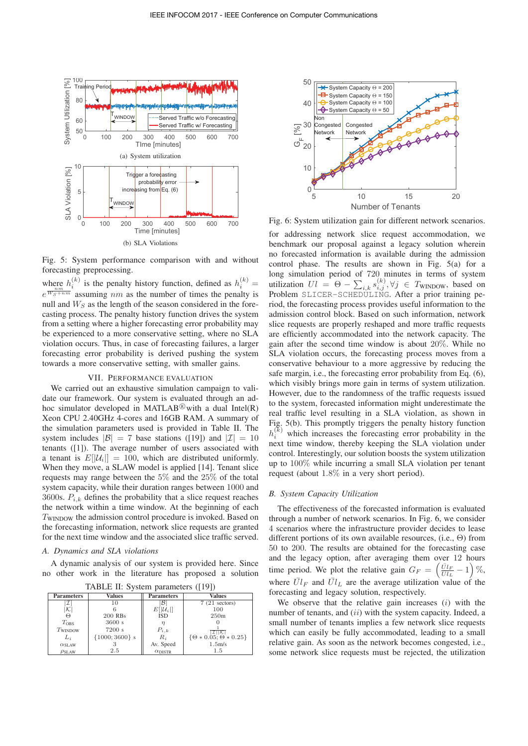(a) System utilization

(b) SLA Violations

Fig. 5: System performance comparison with and without forecasting preprocessing.

where $h_i^{(k)}$ is the penalty history function, defined as $h_i^{(k)} = e^{\frac{nm}{W_S+nm}}$ assuming $nm$ as the number of times the penalty is null and $W_S$ as the length of the season considered in the forecasting process. The penalty history function drives the system from a setting where a higher forecasting error probability may be experienced to a more conservative setting, where no SLA violation occurs. Thus, in case of forecasting failures, a larger forecasting error probability is derived pushing the system towards a more conservative setting, with smaller gains.

## VII. Performance Evaluation

We carried out an exhaustive simulation campaign to validate our framework. Our system is evaluated through an ad-hoc simulator developed in MATLAB® with a dual Intel(R) Xeon CPU 2.40GHz 4-cores and 16GB RAM. A summary of the simulation parameters used is provided in Table II. The system includes $|\mathcal{B}| = 7$ base stations ([19]) and $|\mathcal{I}| = 10$ tenants ([1]). The average number of users associated with a tenant is $E[|\mathcal{U}_i|] = 100$, which are distributed uniformly. When they move, a SLAW model is applied [14]. Tenant slice requests may range between the 5% and the 25% of the total system capacity, while their duration ranges between 1000 and 3600s. $P_{i,k}$ defines the probability that a slice request reaches the network within a time window. At the beginning of each $T_{\text{WINDOW}}$ the admission control procedure is invoked. Based on the forecasting information, network slice requests are granted for the next time window and the associated slice traffic served.

### A. Dynamics and SLA violations

A dynamic analysis of our system is provided here. Since no other work in the literature has proposed a solution

TABLE II: System parameters ([19])

| Parameters | Values | Parameters | Values |
|---|---|---|---|
| $\lvert\mathcal{I}\rvert$ | 10 | $\lvert\mathcal{B}\rvert$ | 7 (21 sectors) |
| $\lvert\mathcal{K}\rvert$ | 6 | $E[\lvert\mathcal{U}_i\rvert]$ | 100 |
| $\Theta$ | 200 RBs | ISD | 250m |
| $T_{\text{OBS}}$ | 3600 s | $\eta$ | 0 |
| $T_{\text{WINDOW}}$ | 7200 s | $P_{i,k}$ | $\frac{1}{\lvert\mathcal{I}\rvert\lvert\mathcal{K}\rvert}$ |
| $L_i$ | $\{1000; 3600\}$ s | $R_i$ | $\{\Theta * 0.05; \Theta * 0.25\}$ |
| $\alpha_{\text{SLAW}}$ | 3 | Av. Speed | 1.5m/s |
| $\rho_{\text{SLAW}}$ | 2.5 | $\alpha_{\text{DISTR}}$ | 1.5 |

Fig. 6: System utilization gain for different network scenarios.

for addressing network slice request accommodation, we benchmark our proposal against a legacy solution wherein no forecasted information is available during the admission control phase. The results are shown in Fig. 5(a) for a long simulation period of 720 minutes in terms of system utilization $Ul = \Theta - \sum_{i,k} s_{i,j}^{(k)}, \forall j \in T_{\text{WINDOW}}$, based on Problem SLICER-SCHEDULING. After a prior training period, the forecasting process provides useful information to the admission control block. Based on such information, network slice requests are properly reshaped and more traffic requests are efficiently accommodated into the network capacity. The gain after the second time window is about 20%. While no SLA violation occurs, the forecasting process moves from a conservative behaviour to a more aggressive by reducing the safe margin, i.e., the forecasting error probability from Eq. (6), which visibly brings more gain in terms of system utilization. However, due to the randomness of the traffic requests issued to the system, forecasted information might underestimate the real traffic level resulting in a SLA violation, as shown in Fig. 5(b). This promptly triggers the penalty history function $h_i^{(k)}$ which increases the forecasting error probability in the next time window, thereby keeping the SLA violation under control. Interestingly, our solution boosts the system utilization up to 100% while incurring a small SLA violation per tenant request (about 1.8% in a very short period).

### B. System Capacity Utilization

The effectiveness of the forecasted information is evaluated through a number of network scenarios. In Fig. 6, we consider 4 scenarios where the infrastructure provider decides to lease different portions of its own available resources, (i.e., $\Theta$) from 50 to 200. The results are obtained for the forecasting case and the legacy option, after averaging them over 12 hours time period. We plot the relative gain $G_F = \left(\frac{\bar{Ul}_F}{\bar{Ul}_L} - 1\right)\%$, where $\bar{Ul}_F$ and $\bar{Ul}_L$ are the average utilization value of the forecasting and legacy solution, respectively.

We observe that the relative gain increases $(i)$ with the number of tenants, and $(ii)$ with the system capacity. Indeed, a small number of tenants implies a few network slice requests which can easily be fully accommodated, leading to a small relative gain. As soon as the network becomes congested, i.e., some network slice requests must be rejected, the utilization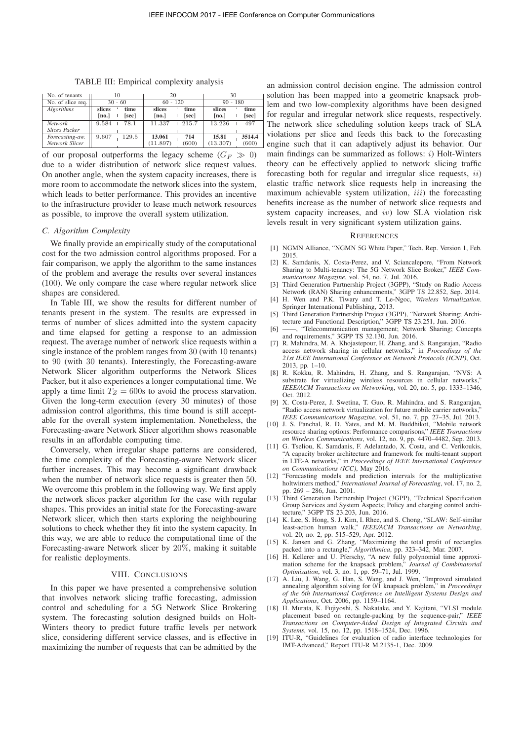TABLE III: Empirical complexity analysis

| No. of tenants | 10 | | 20 | | 30 | |
|---|---|---|---|---|---|---|
| No. of slice req. | 30 - 60 | | 60 - 120 | | 90 - 180 | |
| *Algorithms* | **slices [no.]** | **time [sec]** | **slices [no.]** | **time [sec]** | **slices [no.]** | **time [sec]** |
| *Network Slices Packer* | 9.584 | 78.1 | 11.337 | 215.7 | 13.226 | 497 |
| *Forecasting-aw. Network Slicer* | 9.607 | 129.5 | **13.061** (11.897) | **714** (600) | **15.81** (13.307) | **3514.4** (600) |

of our proposal outperforms the legacy scheme ($G_F \gg 0$) due to a wider distribution of network slice request values. On another angle, when the system capacity increases, there is more room to accommodate the network slices into the system, which leads to better performance. This provides an incentive to the infrastructure provider to lease much network resources as possible, to improve the overall system utilization.

### C. Algorithm Complexity

We finally provide an empirically study of the computational cost for the two admission control algorithms proposed. For a fair comparison, we apply the algorithm to the same instances of the problem and average the results over several instances (100). We only compare the case where regular network slice shapes are considered.

In Table III, we show the results for different number of tenants present in the system. The results are expressed in terms of number of slices admitted into the system capacity and time elapsed for getting a response to an admission request. The average number of network slice requests within a single instance of the problem ranges from 30 (with 10 tenants) to 90 (with 30 tenants). Interestingly, the Forecasting-aware Network Slicer algorithm outperforms the Network Slices Packer, but it also experiences a longer computational time. We apply a time limit $T_Z = 600$s to avoid the process starvation. Given the long-term execution (every 30 minutes) of those admission control algorithms, this time bound is still acceptable for the overall system implementation. Nonetheless, the Forecasting-aware Network Slicer algorithm shows reasonable results in an affordable computing time.

Conversely, when irregular shape patterns are considered, the time complexity of the Forecasting-aware Network slicer further increases. This may become a significant drawback when the number of network slice requests is greater then 50. We overcome this problem in the following way. We first apply the network slices packer algorithm for the case with regular shapes. This provides an initial state for the Forecasting-aware Network slicer, which then starts exploring the neighbouring solutions to check whether they fit into the system capacity. In this way, we are able to reduce the computational time of the Forecasting-aware Network slicer by 20%, making it suitable for realistic deployments.

## VIII. Conclusions

In this paper we have presented a comprehensive solution that involves network slicing traffic forecasting, admission control and scheduling for a 5G Network Slice Brokering system. The forecasting solution designed builds on Holt-Winters theory to predict future traffic levels per network slice, considering different service classes, and is effective in maximizing the number of requests that can be admitted by the an admission control decision engine. The admission control solution has been mapped into a geometric knapsack problem and two low-complexity algorithms have been designed for regular and irregular network slice requests, respectively. The network slice scheduling solution keeps track of SLA violations per slice and feeds this back to the forecasting engine such that it can adaptively adjust its behavior. Our main findings can be summarized as follows: $i)$ Holt-Winters theory can be effectively applied to network slicing traffic forecasting both for regular and irregular slice requests, $ii)$ elastic traffic network slice requests help in increasing the maximum achievable system utilization, $iii)$ the forecasting benefits increase as the number of network slice requests and system capacity increases, and $iv)$ low SLA violation risk levels result in very significant system utilization gains.

## References

[1] NGMN Alliance, "NGMN 5G White Paper," Tech. Rep. Version 1, Feb. 2015.

[2] K. Samdanis, X. Costa-Perez, and V. Sciancalepore, "From Network Sharing to Multi-tenancy: The 5G Network Slice Broker," *IEEE Communications Magazine*, vol. 54, no. 7, Jul. 2016.

[3] Third Generation Partnership Project (3GPP), "Study on Radio Access Network (RAN) Sharing enhancements," 3GPP TS 22.852, Sep. 2014.

[4] H. Wen and P.K. Tiwary and T. Le-Ngoc, *Wireless Virtualization*. Springer International Publishing, 2013.

[5] Third Generation Partnership Project (3GPP), "Network Sharing; Architecture and Functional Description," 3GPP TS 23.251, Jun. 2016.

[6] ——, "Telecommunication management; Network Sharing; Concepts and requirements," 3GPP TS 32.130, Jun. 2016.

[7] R. Mahindra, M. A. Khojastepour, H. Zhang, and S. Rangarajan, "Radio access network sharing in cellular networks," in *Proceedings of the 21st IEEE International Conference on Network Protocols (ICNP)*, Oct. 2013, pp. 1–10.

[8] R. Kokku, R. Mahindra, H. Zhang, and S. Rangarajan, "NVS: A substrate for virtualizing wireless resources in cellular networks," *IEEE/ACM Transactions on Networking*, vol. 20, no. 5, pp. 1333–1346, Oct. 2012.

[9] X. Costa-Perez, J. Swetina, T. Guo, R. Mahindra, and S. Rangarajan, "Radio access network virtualization for future mobile carrier networks," *IEEE Communications Magazine*, vol. 51, no. 7, pp. 27–35, Jul. 2013.

[10] J. S. Panchal, R. D. Yates, and M. M. Buddhikot, "Mobile network resource sharing options: Performance comparisons," *IEEE Transactions on Wireless Communications*, vol. 12, no. 9, pp. 4470–4482, Sep. 2013.

[11] G. Tseliou, K. Samdanis, F. Adelantado, X. Costa, and C. Verikoukis, "A capacity broker architecture and framework for multi-tenant support in LTE-A networks," in *Proceedings of IEEE International Conference on Communications (ICC)*, May 2016.

[12] "Forecasting models and prediction intervals for the multiplicative holtwinters method," *International Journal of Forecasting*, vol. 17, no. 2, pp. 269 – 286, Jun. 2001.

[13] Third Generation Partnership Project (3GPP), "Technical Specification Group Services and System Aspects; Policy and charging control architecture," 3GPP TS 23.203, Jun. 2016.

[14] K. Lee, S. Hong, S. J. Kim, I. Rhee, and S. Chong, "SLAW: Self-similar least-action human walk," *IEEE/ACM Transactions on Networking*, vol. 20, no. 2, pp. 515–529, Apr. 2012.

[15] K. Jansen and G. Zhang, "Maximizing the total profit of rectangles packed into a rectangle," *Algorithmica*, pp. 323–342, Mar. 2007.

[16] H. Kellerer and U. Pferschy, "A new fully polynomial time approximation scheme for the knapsack problem," *Journal of Combinatorial Optimization*, vol. 3, no. 1, pp. 59–71, Jul. 1999.

[17] A. Liu, J. Wang, G. Han, S. Wang, and J. Wen, "Improved simulated annealing algorithm solving for 0/1 knapsack problem," in *Proceedings of the 6th International Conference on Intelligent Systems Design and Applications*, Oct. 2006, pp. 1159–1164.

[18] H. Murata, K. Fujiyoshi, S. Nakatake, and Y. Kajitani, "VLSI module placement based on rectangle-packing by the sequence-pair," *IEEE Transactions on Computer-Aided Design of Integrated Circuits and Systems*, vol. 15, no. 12, pp. 1518–1524, Dec. 1996.

[19] ITU-R, "Guidelines for evaluation of radio interface technologies for IMT-Advanced," Report ITU-R M.2135-1, Dec. 2009.